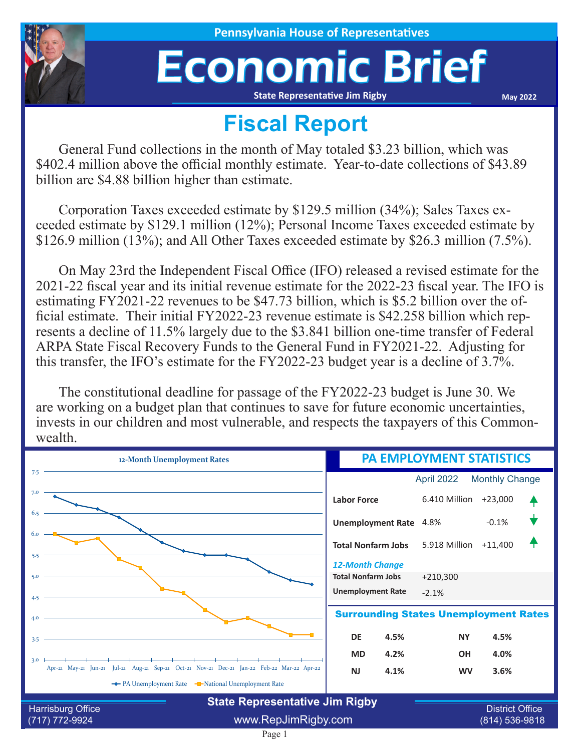Pennsylvania House of Representatives

# Economic Brief

State Representative Jim Rigby

May 2022

## Fiscal Report

General Fund collections in the month of May totaled $3.23 billion, which was $402.4 million above the official monthly estimate. Year-to-date collections of $43.89 billion are $4.88 billion higher than estimate.

Corporation Taxes exceeded estimate by $129.5 million (34%); Sales Taxes exceeded estimate by $129.1 million (12%); Personal Income Taxes exceeded estimate by $126.9 million (13%); and All Other Taxes exceeded estimate by $26.3 million (7.5%).

On May 23rd the Independent Fiscal Office (IFO) released a revised estimate for the 2021-22 fiscal year and its initial revenue estimate for the 2022-23 fiscal year. The IFO is estimating FY2021-22 revenues to be $47.73 billion, which is $5.2 billion over the official estimate. Their initial FY2022-23 revenue estimate is $42.258 billion which represents a decline of 11.5% largely due to the $3.841 billion one-time transfer of Federal ARPA State Fiscal Recovery Funds to the General Fund in FY2021-22. Adjusting for this transfer, the IFO's estimate for the FY2022-23 budget year is a decline of 3.7%.

The constitutional deadline for passage of the FY2022-23 budget is June 30. We are working on a budget plan that continues to save for future economic uncertainties, invests in our children and most vulnerable, and respects the taxpayers of this Commonwealth.

### 12-Month Unemployment Rates

| Month | PA Unemployment Rate | National Unemployment Rate |
|---|---|---|
| Apr-21 | 6.9 | 6.0 |
| May-21 | 6.7 | 5.8 |
| Jun-21 | 6.6 | 5.9 |
| Jul-21 | 6.4 | 5.4 |
| Aug-21 | 6.1 | 5.2 |
| Sep-21 | 5.8 | 4.7 |
| Oct-21 | 5.6 | 4.6 |
| Nov-21 | 5.5 | 4.2 |
| Dec-21 | 5.5 | 3.9 |
| Jan-22 | 5.4 | 4.0 |
| Feb-22 | 5.1 | 3.8 |
| Mar-22 | 4.9 | 3.6 |
| Apr-22 | 4.8 | 3.6 |

### PA EMPLOYMENT STATISTICS

| | April 2022 | Monthly Change |
|---|---|---|
| **Labor Force** | 6.410 Million | +23,000 ↑ |
| **Unemployment Rate** | 4.8% | -0.1% ↓ |
| **Total Nonfarm Jobs** | 5.918 Million | +11,400 ↑ |

*12-Month Change*

| | |
|---|---|
| **Total Nonfarm Jobs** | +210,300 |
| **Unemployment Rate** | -2.1% |

### Surrounding States Unemployment Rates

| State | Rate | State | Rate |
|---|---|---|---|
| DE | 4.5% | NY | 4.5% |
| MD | 4.2% | OH | 4.0% |
| NJ | 4.1% | WV | 3.6% |

Harrisburg Office (717) 772-9924

State Representative Jim Rigby
www.RepJimRigby.com

District Office (814) 536-9818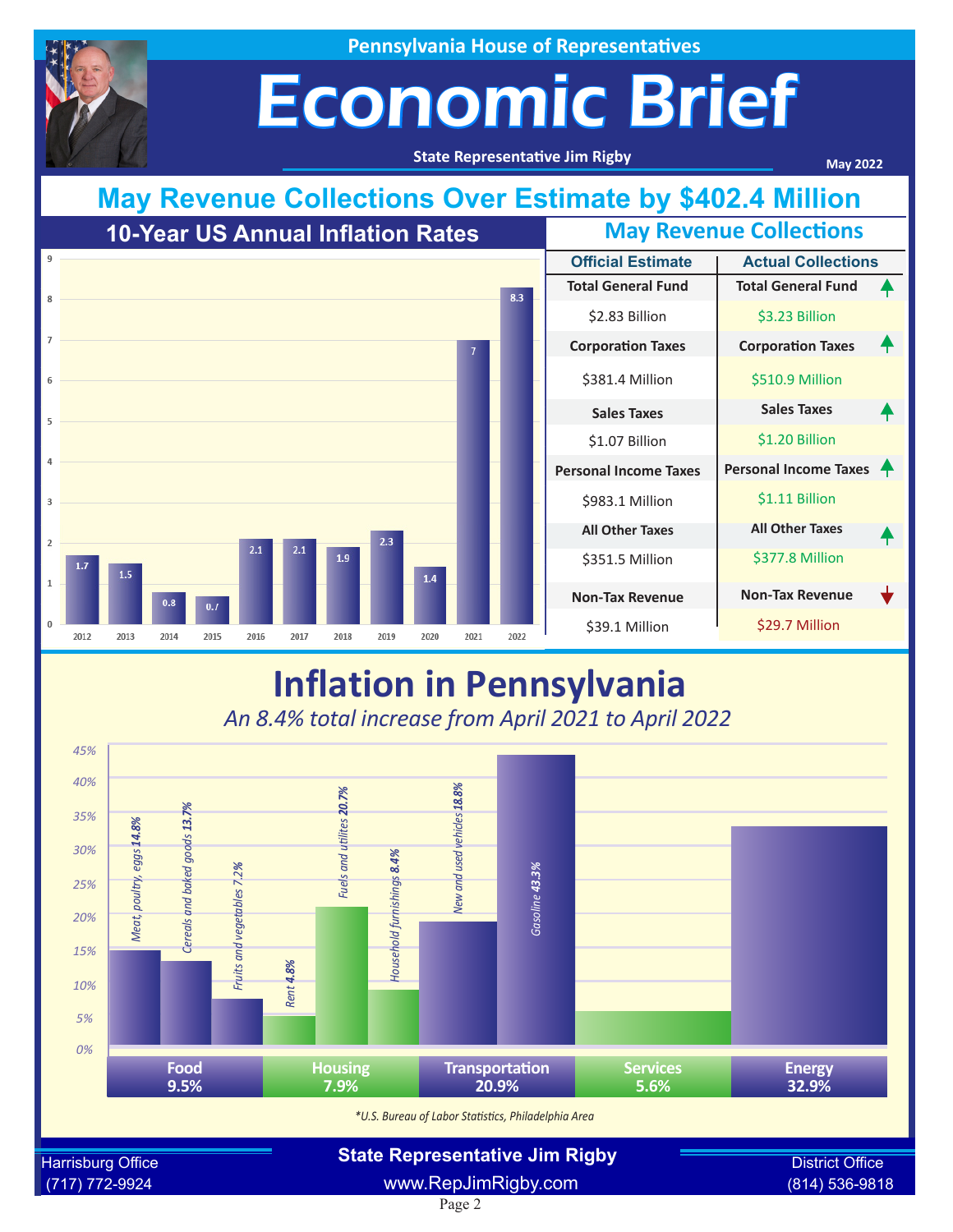Pennsylvania House of Representatives

# Economic Brief

State Representative Jim Rigby

May 2022

## May Revenue Collections Over Estimate by $402.4 Million

### 10-Year US Annual Inflation Rates

9
8
7
6
5
4
3
2
1
0

1.7
1.5
0.8
0.7
2.1
2.1
1.9
2.3
1.4
7
8.3

2012 2013 2014 2015 2016 2017 2018 2019 2020 2021 2022

### May Revenue Collections

| Official Estimate | Actual Collections |
|---|---|
| **Total General Fund** | **Total General Fund** ▲ |
| $2.83 Billion | $3.23 Billion |
| **Corporation Taxes** | **Corporation Taxes** ▲ |
| $381.4 Million | $510.9 Million |
| **Sales Taxes** | **Sales Taxes** ▲ |
| $1.07 Billion | $1.20 Billion |
| **Personal Income Taxes** | **Personal Income Taxes** ▲ |
| $983.1 Million | $1.11 Billion |
| **All Other Taxes** | **All Other Taxes** ▲ |
| $351.5 Million | $377.8 Million |
| **Non-Tax Revenue** | **Non-Tax Revenue** ▼ |
| $39.1 Million | $29.7 Million |

## Inflation in Pennsylvania

*An 8.4% total increase from April 2021 to April 2022*

45%
40%
35%
30%
25%
20%
15%
10%
5%
0%

Meat, poultry, eggs **14.8%**
Cereals and baked goods **13.7%**
Fruits and vegetables 7.2%
Rent **4.8%**
Fuels and utilites **20.7%**
Household furnishings **8.4%**
New and used vehicles **18.8%**
Gasoline **43.3%**

**Food** **9.5%**
**Housing** **7.9%**
**Transportation** **20.9%**
**Services** **5.6%**
**Energy** **32.9%**

*U.S. Bureau of Labor Statistics, Philadelphia Area

Harrisburg Office
(717) 772-9924

**State Representative Jim Rigby**
www.RepJimRigby.com

District Office
(814) 536-9818